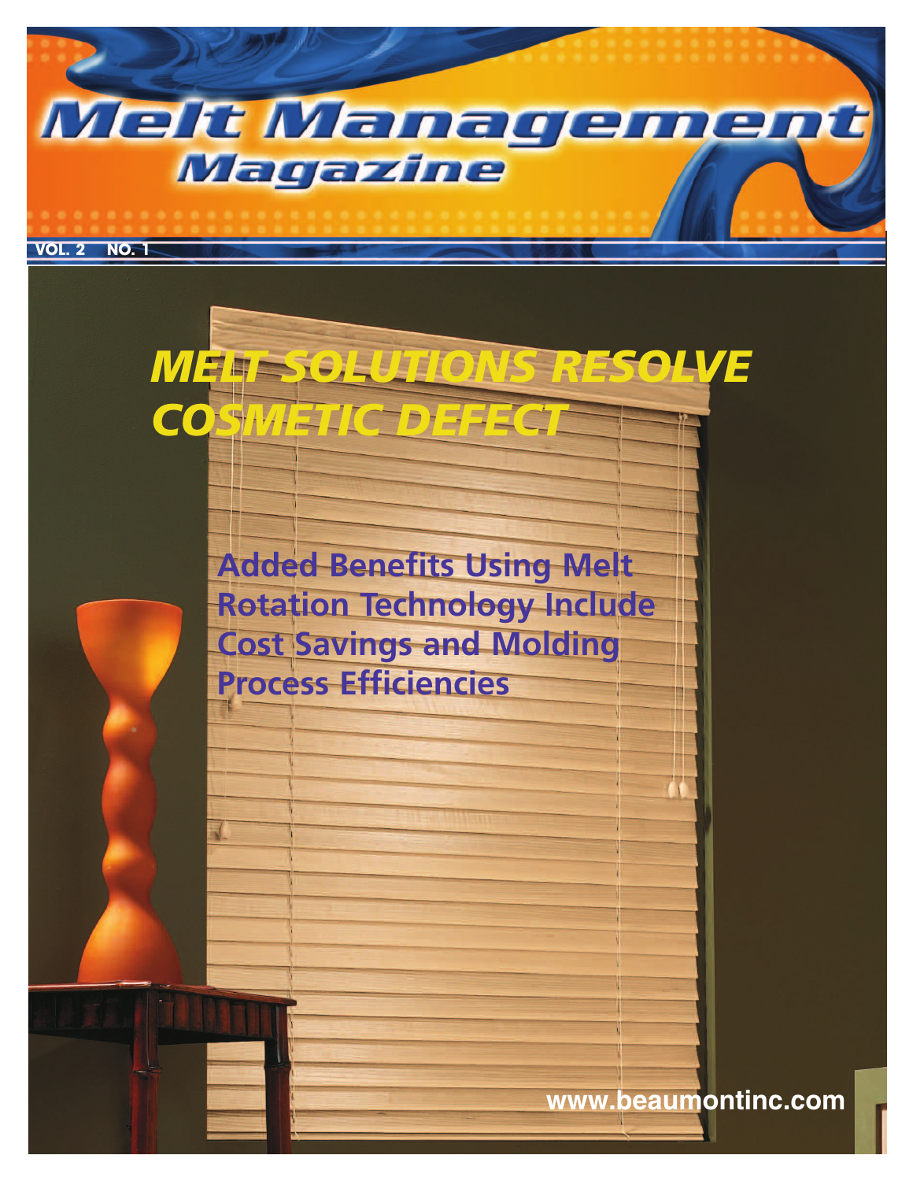# Melt Management Magazine

VOL. 2 NO. 1

## MELT SOLUTIONS RESOLVE COSMETIC DEFECT

### Added Benefits Using Melt Rotation Technology Include Cost Savings and Molding Process Efficiencies

www.beaumontinc.com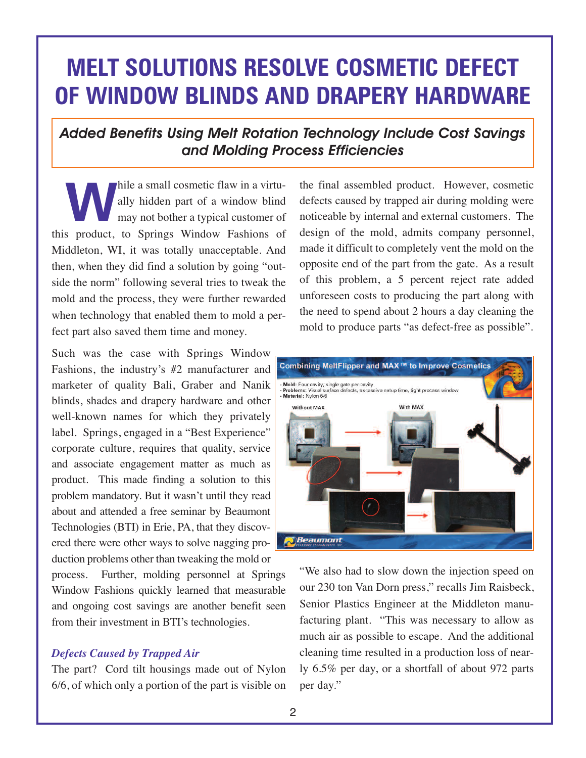# MELT SOLUTIONS RESOLVE COSMETIC DEFECT OF WINDOW BLINDS AND DRAPERY HARDWARE

## *Added Benefits Using Melt Rotation Technology Include Cost Savings and Molding Process Efficiencies*

While a small cosmetic flaw in a virtually hidden part of a window blind may not bother a typical customer of this product, to Springs Window Fashions of Middleton, WI, it was totally unacceptable. And then, when they did find a solution by going "outside the norm" following several tries to tweak the mold and the process, they were further rewarded when technology that enabled them to mold a perfect part also saved them time and money.

Such was the case with Springs Window Fashions, the industry's #2 manufacturer and marketer of quality Bali, Graber and Nanik blinds, shades and drapery hardware and other well-known names for which they privately label. Springs, engaged in a "Best Experience" corporate culture, requires that quality, service and associate engagement matter as much as product. This made finding a solution to this problem mandatory. But it wasn't until they read about and attended a free seminar by Beaumont Technologies (BTI) in Erie, PA, that they discovered there were other ways to solve nagging production problems other than tweaking the mold or process. Further, molding personnel at Springs Window Fashions quickly learned that measurable and ongoing cost savings are another benefit seen from their investment in BTI's technologies.

### *Defects Caused by Trapped Air*

The part? Cord tilt housings made out of Nylon 6/6, of which only a portion of the part is visible on the final assembled product. However, cosmetic defects caused by trapped air during molding were noticeable by internal and external customers. The design of the mold, admits company personnel, made it difficult to completely vent the mold on the opposite end of the part from the gate. As a result of this problem, a 5 percent reject rate added unforeseen costs to producing the part along with the need to spend about 2 hours a day cleaning the mold to produce parts "as defect-free as possible".

Combining MeltFlipper and MAX™ to Improve Cosmetics

- Mold: Four cavity, single gate per cavity
- Problems: Visual surface defects, excessive setup time, tight process window
- Material: Nylon 6/6

Without MAX | With MAX

"We also had to slow down the injection speed on our 230 ton Van Dorn press," recalls Jim Raisbeck, Senior Plastics Engineer at the Middleton manufacturing plant. "This was necessary to allow as much air as possible to escape. And the additional cleaning time resulted in a production loss of nearly 6.5% per day, or a shortfall of about 972 parts per day."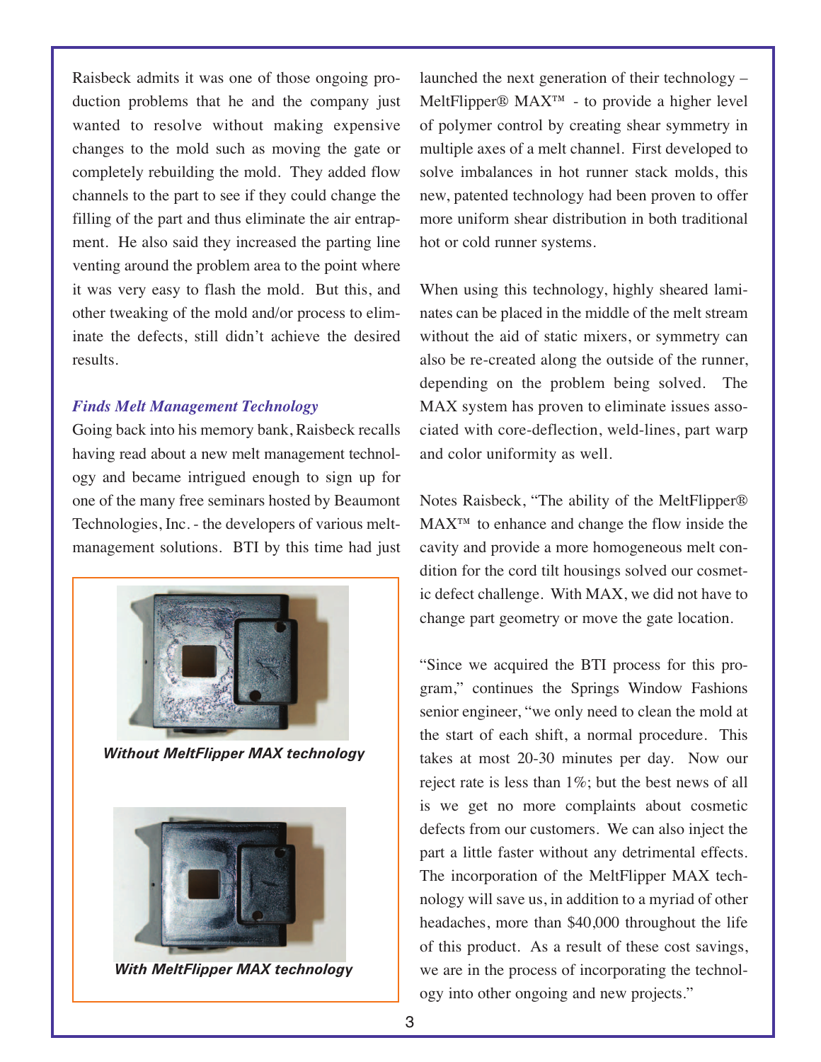Raisbeck admits it was one of those ongoing production problems that he and the company just wanted to resolve without making expensive changes to the mold such as moving the gate or completely rebuilding the mold. They added flow channels to the part to see if they could change the filling of the part and thus eliminate the air entrapment. He also said they increased the parting line venting around the problem area to the point where it was very easy to flash the mold. But this, and other tweaking of the mold and/or process to eliminate the defects, still didn't achieve the desired results.

### *Finds Melt Management Technology*

Going back into his memory bank, Raisbeck recalls having read about a new melt management technology and became intrigued enough to sign up for one of the many free seminars hosted by Beaumont Technologies, Inc. - the developers of various melt-management solutions. BTI by this time had just launched the next generation of their technology – MeltFlipper® MAX™ - to provide a higher level of polymer control by creating shear symmetry in multiple axes of a melt channel. First developed to solve imbalances in hot runner stack molds, this new, patented technology had been proven to offer more uniform shear distribution in both traditional hot or cold runner systems.

***Without MeltFlipper MAX technology***

***With MeltFlipper MAX technology***

When using this technology, highly sheared laminates can be placed in the middle of the melt stream without the aid of static mixers, or symmetry can also be re-created along the outside of the runner, depending on the problem being solved. The MAX system has proven to eliminate issues associated with core-deflection, weld-lines, part warp and color uniformity as well.

Notes Raisbeck, "The ability of the MeltFlipper® MAX™ to enhance and change the flow inside the cavity and provide a more homogeneous melt condition for the cord tilt housings solved our cosmetic defect challenge. With MAX, we did not have to change part geometry or move the gate location.

"Since we acquired the BTI process for this program," continues the Springs Window Fashions senior engineer, "we only need to clean the mold at the start of each shift, a normal procedure. This takes at most 20-30 minutes per day. Now our reject rate is less than 1%; but the best news of all is we get no more complaints about cosmetic defects from our customers. We can also inject the part a little faster without any detrimental effects. The incorporation of the MeltFlipper MAX technology will save us, in addition to a myriad of other headaches, more than $40,000 throughout the life of this product. As a result of these cost savings, we are in the process of incorporating the technology into other ongoing and new projects."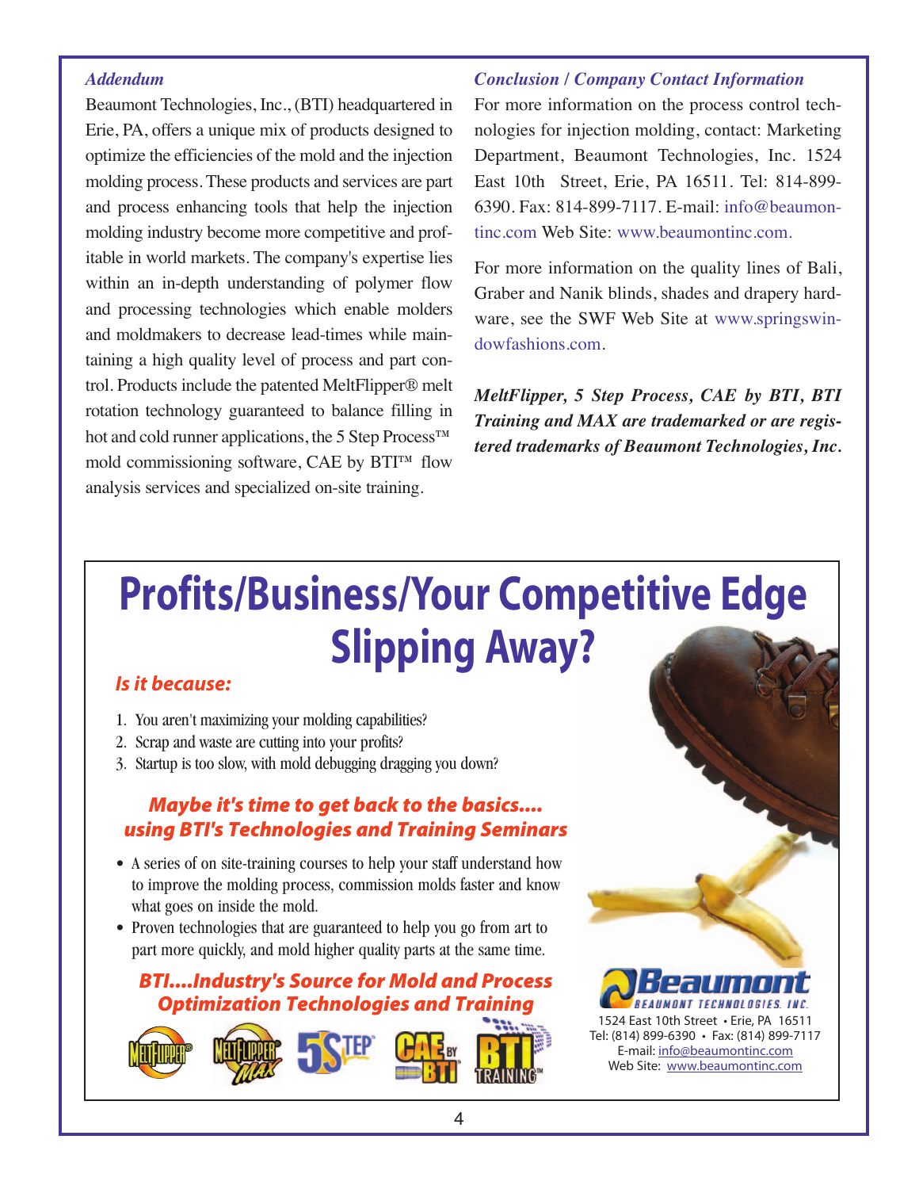### *Addendum*

Beaumont Technologies, Inc., (BTI) headquartered in Erie, PA, offers a unique mix of products designed to optimize the efficiencies of the mold and the injection molding process. These products and services are part and process enhancing tools that help the injection molding industry become more competitive and profitable in world markets. The company's expertise lies within an in-depth understanding of polymer flow and processing technologies which enable molders and moldmakers to decrease lead-times while maintaining a high quality level of process and part control. Products include the patented MeltFlipper® melt rotation technology guaranteed to balance filling in hot and cold runner applications, the 5 Step Process™ mold commissioning software, CAE by BTI™ flow analysis services and specialized on-site training.

### *Conclusion / Company Contact Information*

For more information on the process control technologies for injection molding, contact: Marketing Department, Beaumont Technologies, Inc. 1524 East 10th Street, Erie, PA 16511. Tel: 814-899-6390. Fax: 814-899-7117. E-mail: info@beaumontinc.com Web Site: www.beaumontinc.com.

For more information on the quality lines of Bali, Graber and Nanik blinds, shades and drapery hardware, see the SWF Web Site at www.springswindowfashions.com.

***MeltFlipper, 5 Step Process, CAE by BTI, BTI Training and MAX are trademarked or are registered trademarks of Beaumont Technologies, Inc.***

# Profits/Business/Your Competitive Edge Slipping Away?

***Is it because:***

1. You aren't maximizing your molding capabilities?
2. Scrap and waste are cutting into your profits?
3. Startup is too slow, with mold debugging dragging you down?

***Maybe it's time to get back to the basics.... using BTI's Technologies and Training Seminars***

- A series of on site-training courses to help your staff understand how to improve the molding process, commission molds faster and know what goes on inside the mold.
- Proven technologies that are guaranteed to help you go from art to part more quickly, and mold higher quality parts at the same time.

***BTI....Industry's Source for Mold and Process Optimization Technologies and Training***

Beaumont
BEAUMONT TECHNOLOGIES, INC.
1524 East 10th Street • Erie, PA 16511
Tel: (814) 899-6390 • Fax: (814) 899-7117
E-mail: info@beaumontinc.com
Web Site: www.beaumontinc.com